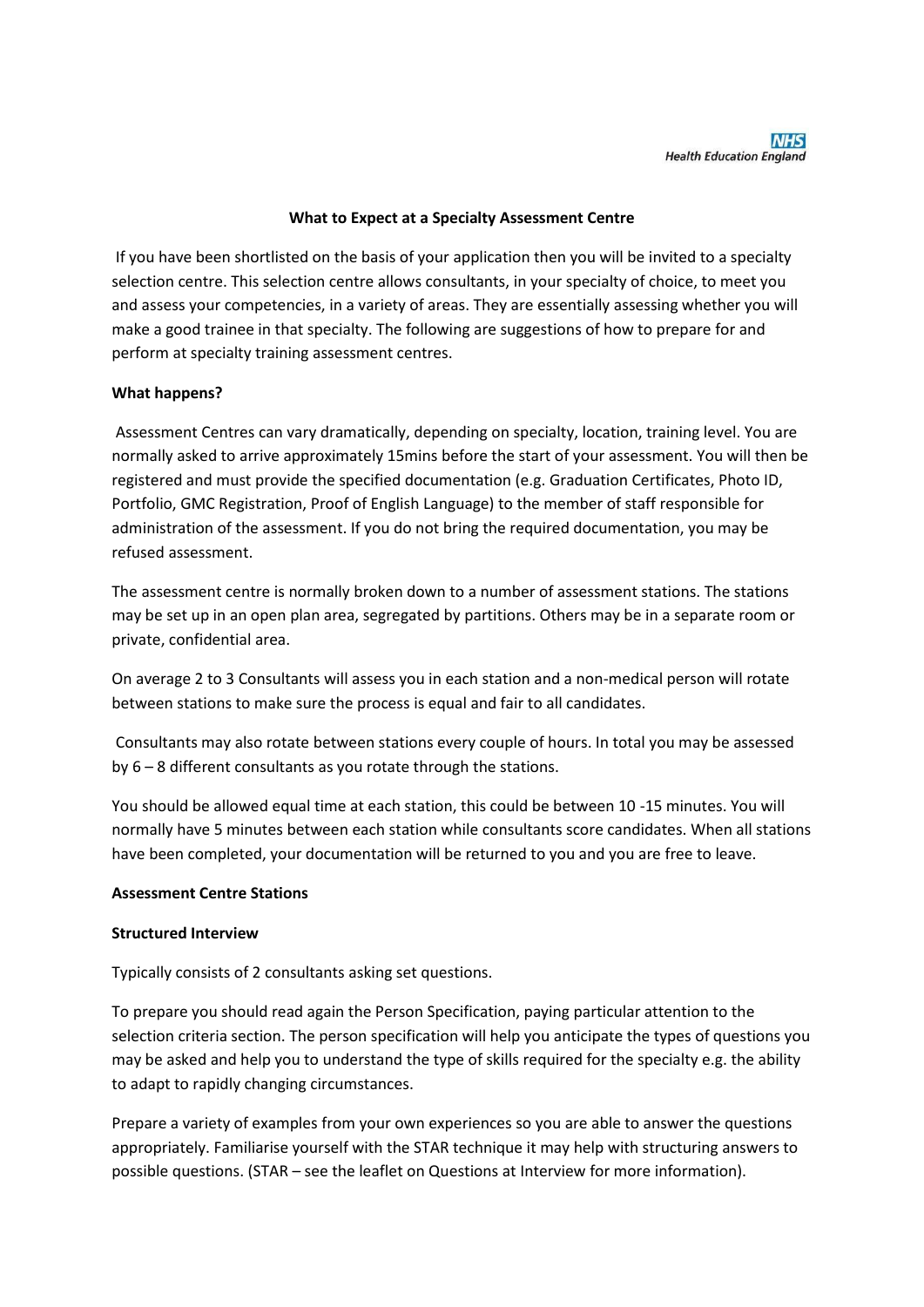NHS
Health Education England

# What to Expect at a Specialty Assessment Centre

If you have been shortlisted on the basis of your application then you will be invited to a specialty selection centre. This selection centre allows consultants, in your specialty of choice, to meet you and assess your competencies, in a variety of areas. They are essentially assessing whether you will make a good trainee in that specialty. The following are suggestions of how to prepare for and perform at specialty training assessment centres.

## What happens?

Assessment Centres can vary dramatically, depending on specialty, location, training level. You are normally asked to arrive approximately 15mins before the start of your assessment. You will then be registered and must provide the specified documentation (e.g. Graduation Certificates, Photo ID, Portfolio, GMC Registration, Proof of English Language) to the member of staff responsible for administration of the assessment. If you do not bring the required documentation, you may be refused assessment.

The assessment centre is normally broken down to a number of assessment stations. The stations may be set up in an open plan area, segregated by partitions. Others may be in a separate room or private, confidential area.

On average 2 to 3 Consultants will assess you in each station and a non-medical person will rotate between stations to make sure the process is equal and fair to all candidates.

Consultants may also rotate between stations every couple of hours. In total you may be assessed by 6 – 8 different consultants as you rotate through the stations.

You should be allowed equal time at each station, this could be between 10 -15 minutes. You will normally have 5 minutes between each station while consultants score candidates. When all stations have been completed, your documentation will be returned to you and you are free to leave.

## Assessment Centre Stations

### Structured Interview

Typically consists of 2 consultants asking set questions.

To prepare you should read again the Person Specification, paying particular attention to the selection criteria section. The person specification will help you anticipate the types of questions you may be asked and help you to understand the type of skills required for the specialty e.g. the ability to adapt to rapidly changing circumstances.

Prepare a variety of examples from your own experiences so you are able to answer the questions appropriately. Familiarise yourself with the STAR technique it may help with structuring answers to possible questions. (STAR – see the leaflet on Questions at Interview for more information).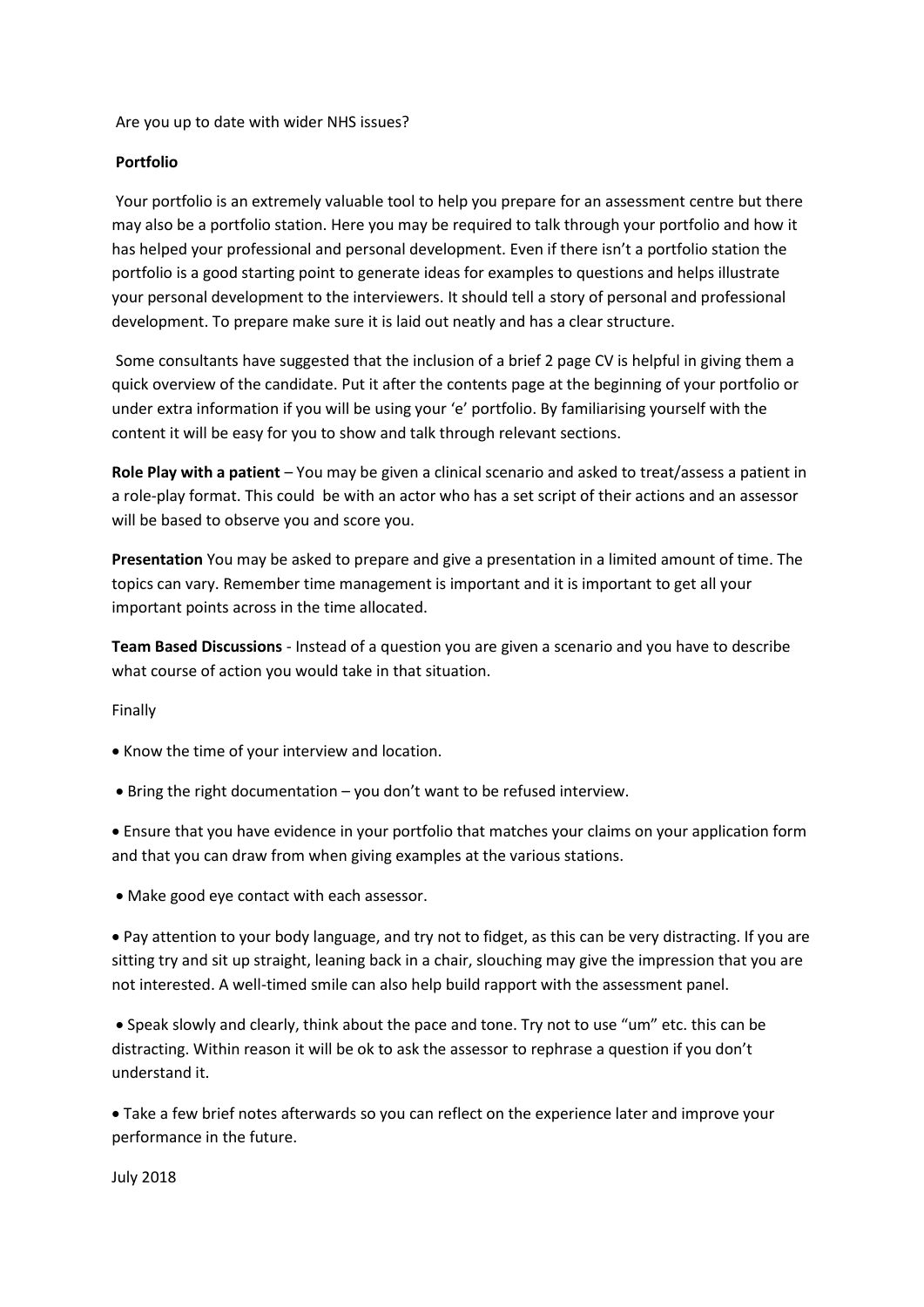Are you up to date with wider NHS issues?

**Portfolio**

Your portfolio is an extremely valuable tool to help you prepare for an assessment centre but there may also be a portfolio station. Here you may be required to talk through your portfolio and how it has helped your professional and personal development. Even if there isn't a portfolio station the portfolio is a good starting point to generate ideas for examples to questions and helps illustrate your personal development to the interviewers. It should tell a story of personal and professional development. To prepare make sure it is laid out neatly and has a clear structure.

Some consultants have suggested that the inclusion of a brief 2 page CV is helpful in giving them a quick overview of the candidate. Put it after the contents page at the beginning of your portfolio or under extra information if you will be using your 'e' portfolio. By familiarising yourself with the content it will be easy for you to show and talk through relevant sections.

**Role Play with a patient** – You may be given a clinical scenario and asked to treat/assess a patient in a role-play format. This could be with an actor who has a set script of their actions and an assessor will be based to observe you and score you.

**Presentation** You may be asked to prepare and give a presentation in a limited amount of time. The topics can vary. Remember time management is important and it is important to get all your important points across in the time allocated.

**Team Based Discussions** - Instead of a question you are given a scenario and you have to describe what course of action you would take in that situation.

Finally

- Know the time of your interview and location.
- Bring the right documentation – you don't want to be refused interview.
- Ensure that you have evidence in your portfolio that matches your claims on your application form and that you can draw from when giving examples at the various stations.
- Make good eye contact with each assessor.
- Pay attention to your body language, and try not to fidget, as this can be very distracting. If you are sitting try and sit up straight, leaning back in a chair, slouching may give the impression that you are not interested. A well-timed smile can also help build rapport with the assessment panel.
- Speak slowly and clearly, think about the pace and tone. Try not to use "um" etc. this can be distracting. Within reason it will be ok to ask the assessor to rephrase a question if you don't understand it.
- Take a few brief notes afterwards so you can reflect on the experience later and improve your performance in the future.

July 2018